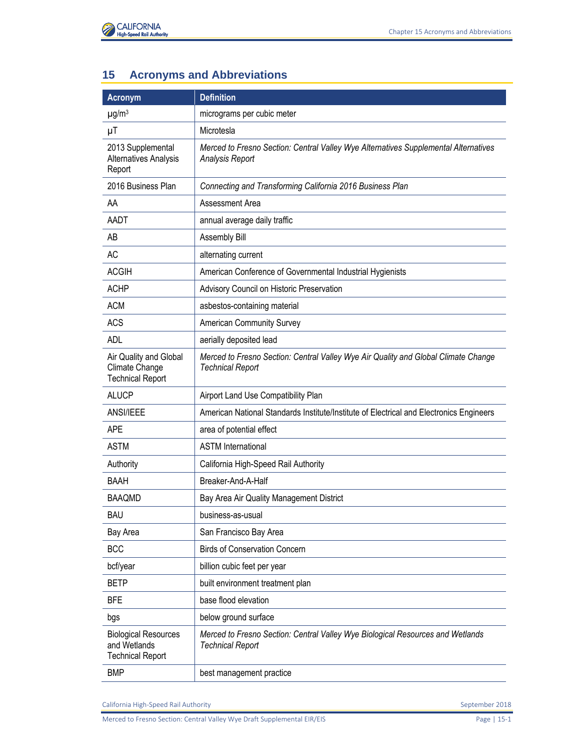## 15 Acronyms and Abbreviations

| Acronym | Definition |
|---|---|
| μg/m³ | micrograms per cubic meter |
| μT | Microtesla |
| 2013 Supplemental Alternatives Analysis Report | *Merced to Fresno Section: Central Valley Wye Alternatives Supplemental Alternatives Analysis Report* |
| 2016 Business Plan | *Connecting and Transforming California 2016 Business Plan* |
| AA | Assessment Area |
| AADT | annual average daily traffic |
| AB | Assembly Bill |
| AC | alternating current |
| ACGIH | American Conference of Governmental Industrial Hygienists |
| ACHP | Advisory Council on Historic Preservation |
| ACM | asbestos-containing material |
| ACS | American Community Survey |
| ADL | aerially deposited lead |
| Air Quality and Global Climate Change Technical Report | *Merced to Fresno Section: Central Valley Wye Air Quality and Global Climate Change Technical Report* |
| ALUCP | Airport Land Use Compatibility Plan |
| ANSI/IEEE | American National Standards Institute/Institute of Electrical and Electronics Engineers |
| APE | area of potential effect |
| ASTM | ASTM International |
| Authority | California High-Speed Rail Authority |
| BAAH | Breaker-And-A-Half |
| BAAQMD | Bay Area Air Quality Management District |
| BAU | business-as-usual |
| Bay Area | San Francisco Bay Area |
| BCC | Birds of Conservation Concern |
| bcf/year | billion cubic feet per year |
| BETP | built environment treatment plan |
| BFE | base flood elevation |
| bgs | below ground surface |
| Biological Resources and Wetlands Technical Report | *Merced to Fresno Section: Central Valley Wye Biological Resources and Wetlands Technical Report* |
| BMP | best management practice |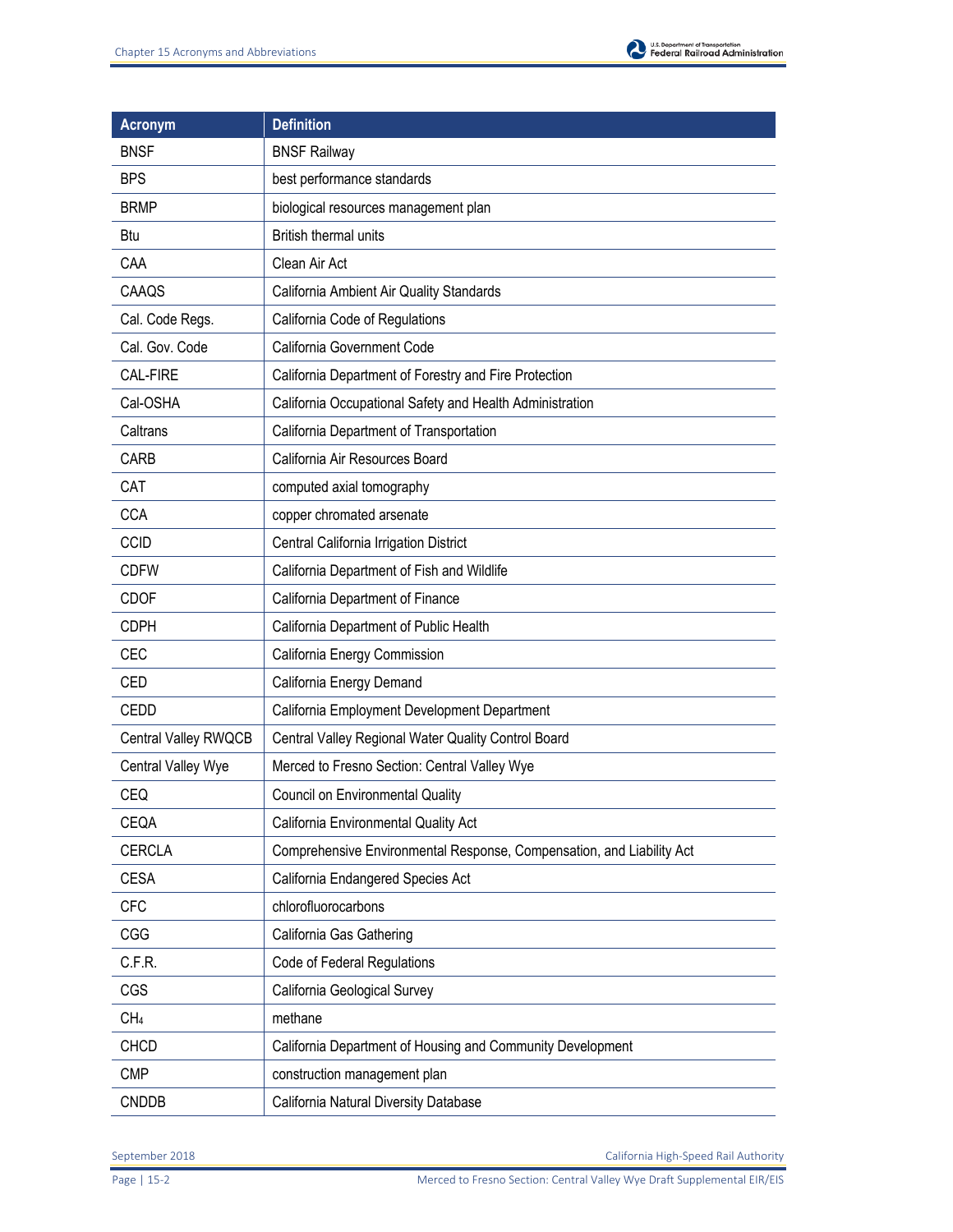| Acronym | Definition |
|---|---|
| BNSF | BNSF Railway |
| BPS | best performance standards |
| BRMP | biological resources management plan |
| Btu | British thermal units |
| CAA | Clean Air Act |
| CAAQS | California Ambient Air Quality Standards |
| Cal. Code Regs. | California Code of Regulations |
| Cal. Gov. Code | California Government Code |
| CAL-FIRE | California Department of Forestry and Fire Protection |
| Cal-OSHA | California Occupational Safety and Health Administration |
| Caltrans | California Department of Transportation |
| CARB | California Air Resources Board |
| CAT | computed axial tomography |
| CCA | copper chromated arsenate |
| CCID | Central California Irrigation District |
| CDFW | California Department of Fish and Wildlife |
| CDOF | California Department of Finance |
| CDPH | California Department of Public Health |
| CEC | California Energy Commission |
| CED | California Energy Demand |
| CEDD | California Employment Development Department |
| Central Valley RWQCB | Central Valley Regional Water Quality Control Board |
| Central Valley Wye | Merced to Fresno Section: Central Valley Wye |
| CEQ | Council on Environmental Quality |
| CEQA | California Environmental Quality Act |
| CERCLA | Comprehensive Environmental Response, Compensation, and Liability Act |
| CESA | California Endangered Species Act |
| CFC | chlorofluorocarbons |
| CGG | California Gas Gathering |
| C.F.R. | Code of Federal Regulations |
| CGS | California Geological Survey |
| $CH_4$ | methane |
| CHCD | California Department of Housing and Community Development |
| CMP | construction management plan |
| CNDDB | California Natural Diversity Database |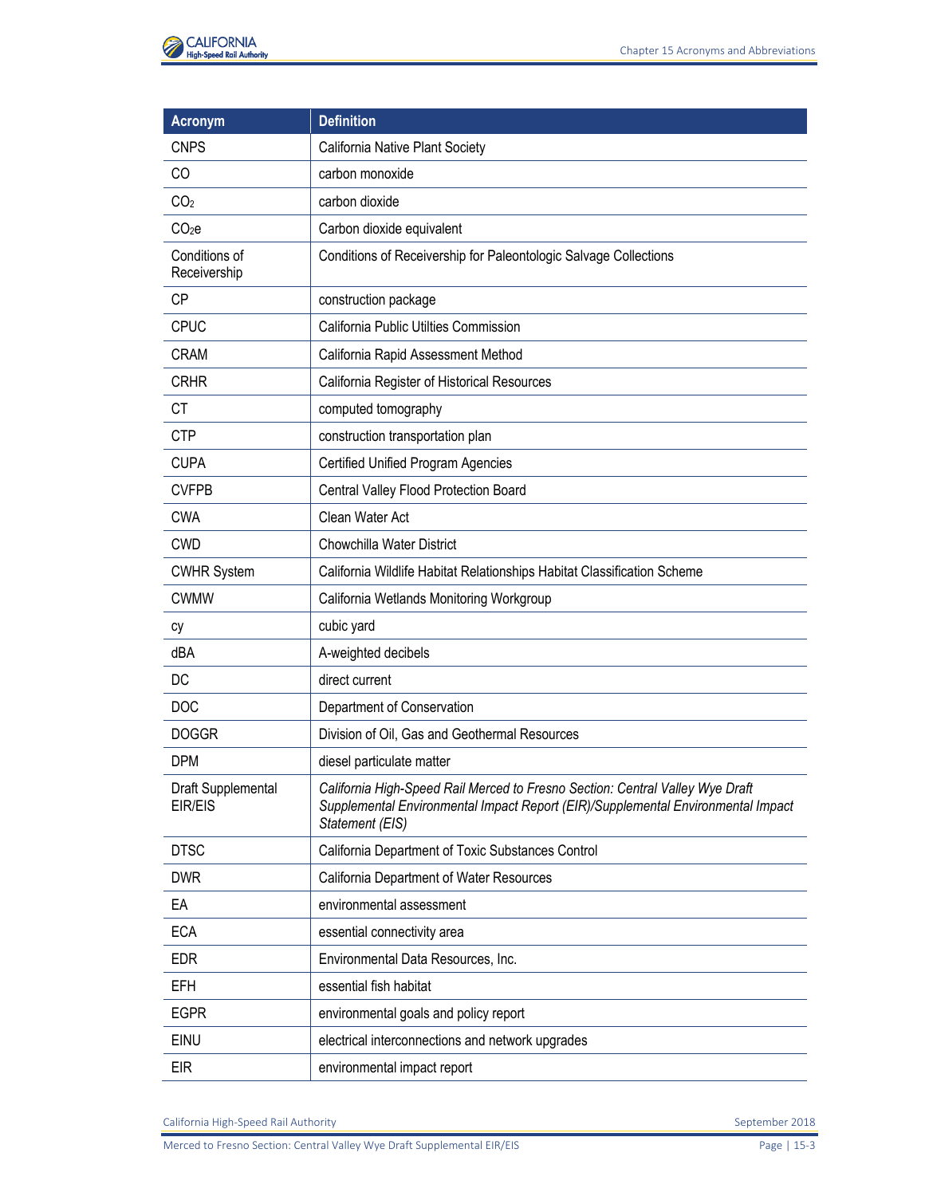| Acronym | Definition |
| --- | --- |
| CNPS | California Native Plant Society |
| CO | carbon monoxide |
| $CO_2$ | carbon dioxide |
| $CO_2e$ | Carbon dioxide equivalent |
| Conditions of Receivership | Conditions of Receivership for Paleontologic Salvage Collections |
| CP | construction package |
| CPUC | California Public Utilties Commission |
| CRAM | California Rapid Assessment Method |
| CRHR | California Register of Historical Resources |
| CT | computed tomography |
| CTP | construction transportation plan |
| CUPA | Certified Unified Program Agencies |
| CVFPB | Central Valley Flood Protection Board |
| CWA | Clean Water Act |
| CWD | Chowchilla Water District |
| CWHR System | California Wildlife Habitat Relationships Habitat Classification Scheme |
| CWMW | California Wetlands Monitoring Workgroup |
| cy | cubic yard |
| dBA | A-weighted decibels |
| DC | direct current |
| DOC | Department of Conservation |
| DOGGR | Division of Oil, Gas and Geothermal Resources |
| DPM | diesel particulate matter |
| Draft Supplemental EIR/EIS | *California High-Speed Rail Merced to Fresno Section: Central Valley Wye Draft Supplemental Environmental Impact Report (EIR)/Supplemental Environmental Impact Statement (EIS)* |
| DTSC | California Department of Toxic Substances Control |
| DWR | California Department of Water Resources |
| EA | environmental assessment |
| ECA | essential connectivity area |
| EDR | Environmental Data Resources, Inc. |
| EFH | essential fish habitat |
| EGPR | environmental goals and policy report |
| EINU | electrical interconnections and network upgrades |
| EIR | environmental impact report |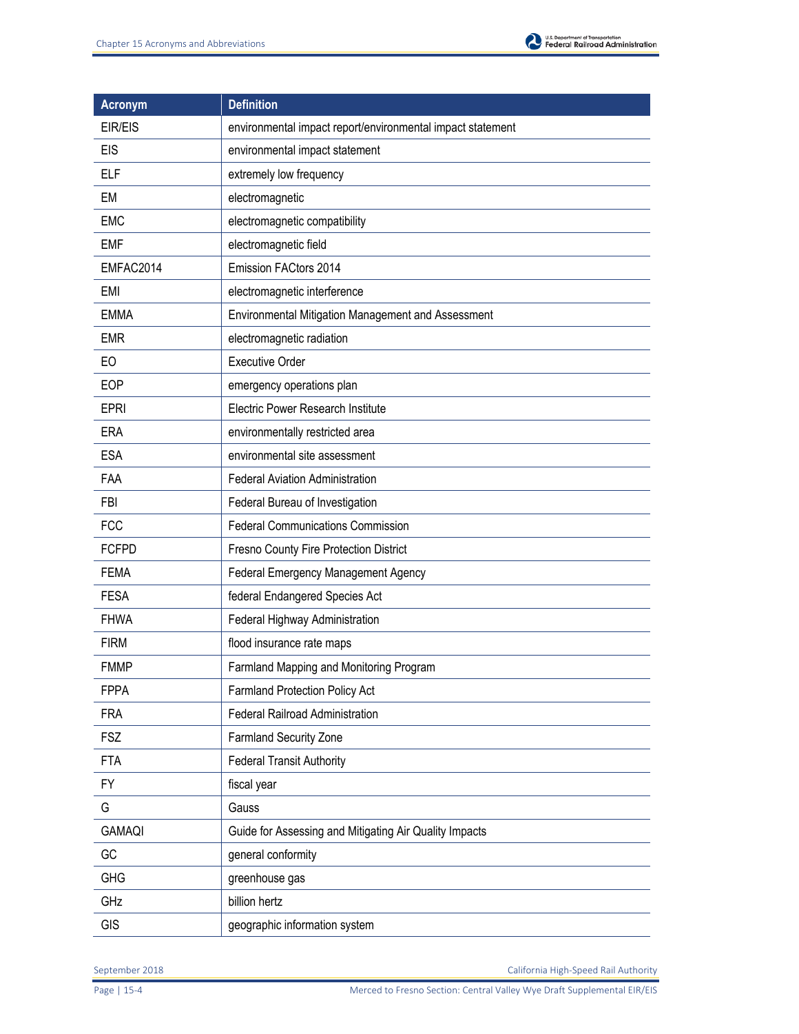| Acronym | Definition |
|---|---|
| EIR/EIS | environmental impact report/environmental impact statement |
| EIS | environmental impact statement |
| ELF | extremely low frequency |
| EM | electromagnetic |
| EMC | electromagnetic compatibility |
| EMF | electromagnetic field |
| EMFAC2014 | Emission FACtors 2014 |
| EMI | electromagnetic interference |
| EMMA | Environmental Mitigation Management and Assessment |
| EMR | electromagnetic radiation |
| EO | Executive Order |
| EOP | emergency operations plan |
| EPRI | Electric Power Research Institute |
| ERA | environmentally restricted area |
| ESA | environmental site assessment |
| FAA | Federal Aviation Administration |
| FBI | Federal Bureau of Investigation |
| FCC | Federal Communications Commission |
| FCFPD | Fresno County Fire Protection District |
| FEMA | Federal Emergency Management Agency |
| FESA | federal Endangered Species Act |
| FHWA | Federal Highway Administration |
| FIRM | flood insurance rate maps |
| FMMP | Farmland Mapping and Monitoring Program |
| FPPA | Farmland Protection Policy Act |
| FRA | Federal Railroad Administration |
| FSZ | Farmland Security Zone |
| FTA | Federal Transit Authority |
| FY | fiscal year |
| G | Gauss |
| GAMAQI | Guide for Assessing and Mitigating Air Quality Impacts |
| GC | general conformity |
| GHG | greenhouse gas |
| GHz | billion hertz |
| GIS | geographic information system |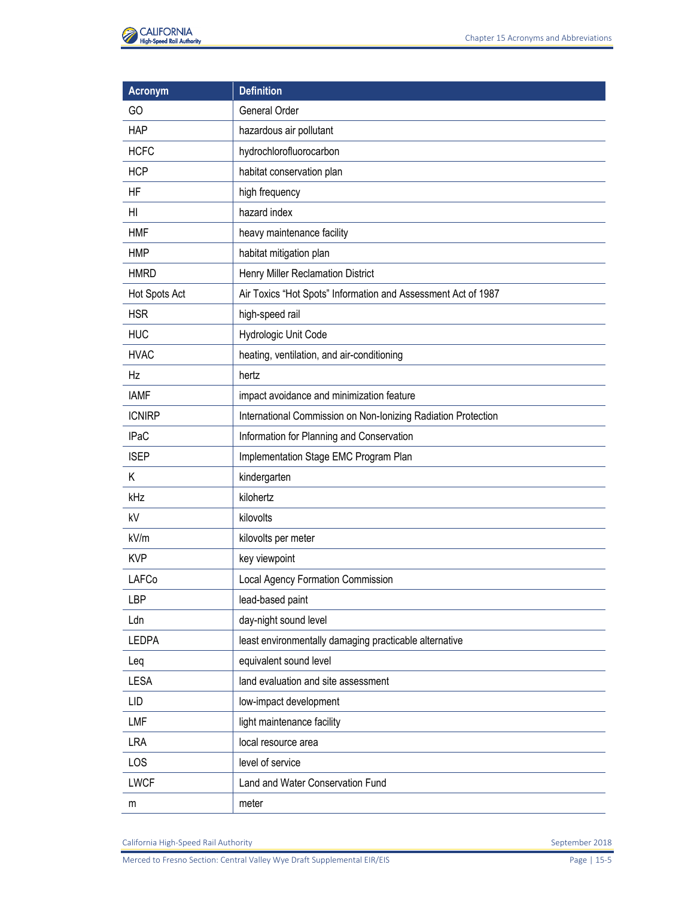| Acronym | Definition |
|---|---|
| GO | General Order |
| HAP | hazardous air pollutant |
| HCFC | hydrochlorofluorocarbon |
| HCP | habitat conservation plan |
| HF | high frequency |
| HI | hazard index |
| HMF | heavy maintenance facility |
| HMP | habitat mitigation plan |
| HMRD | Henry Miller Reclamation District |
| Hot Spots Act | Air Toxics "Hot Spots" Information and Assessment Act of 1987 |
| HSR | high-speed rail |
| HUC | Hydrologic Unit Code |
| HVAC | heating, ventilation, and air-conditioning |
| Hz | hertz |
| IAMF | impact avoidance and minimization feature |
| ICNIRP | International Commission on Non-Ionizing Radiation Protection |
| IPaC | Information for Planning and Conservation |
| ISEP | Implementation Stage EMC Program Plan |
| K | kindergarten |
| kHz | kilohertz |
| kV | kilovolts |
| kV/m | kilovolts per meter |
| KVP | key viewpoint |
| LAFCo | Local Agency Formation Commission |
| LBP | lead-based paint |
| Ldn | day-night sound level |
| LEDPA | least environmentally damaging practicable alternative |
| Leq | equivalent sound level |
| LESA | land evaluation and site assessment |
| LID | low-impact development |
| LMF | light maintenance facility |
| LRA | local resource area |
| LOS | level of service |
| LWCF | Land and Water Conservation Fund |
| m | meter |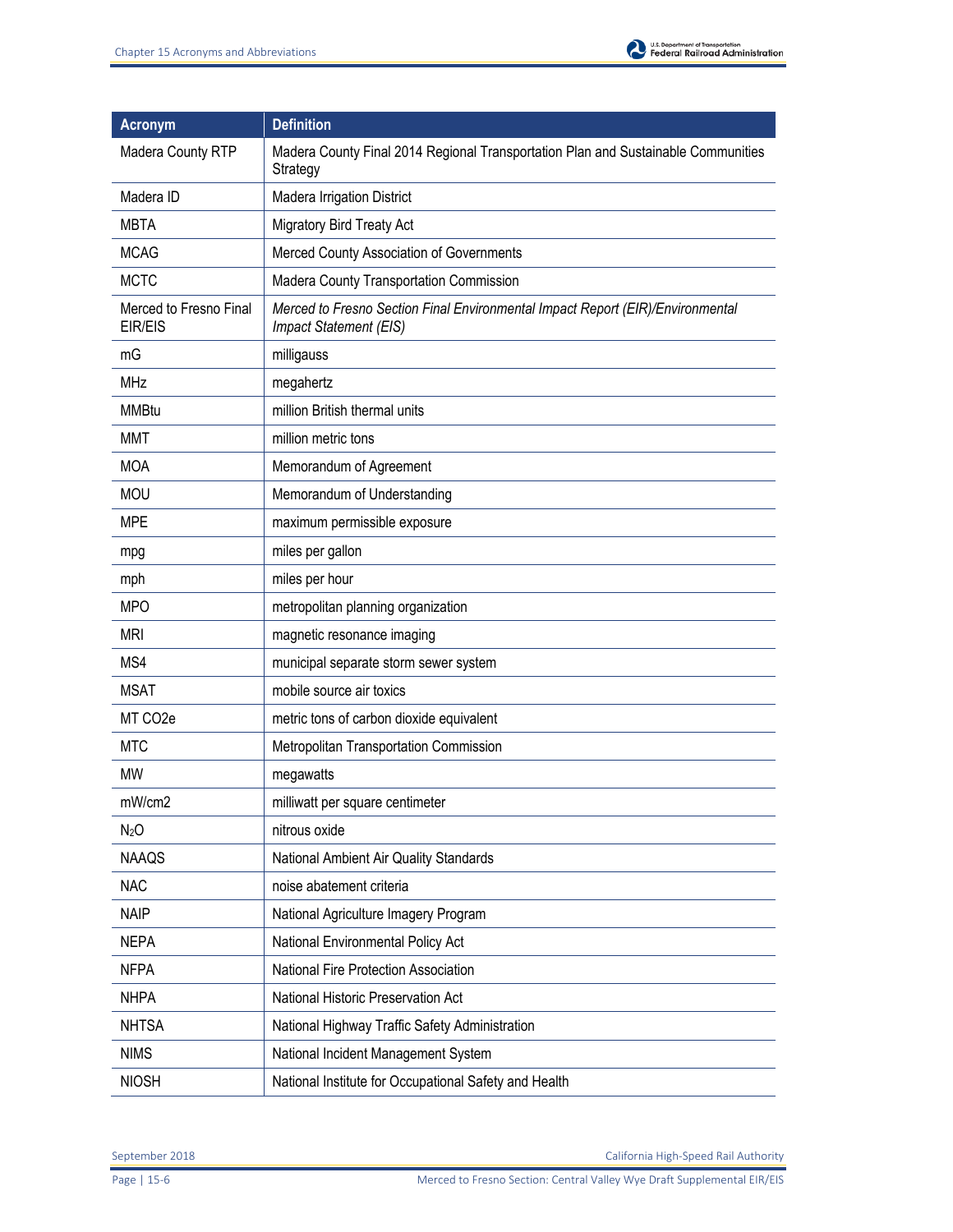| Acronym | Definition |
| --- | --- |
| Madera County RTP | Madera County Final 2014 Regional Transportation Plan and Sustainable Communities Strategy |
| Madera ID | Madera Irrigation District |
| MBTA | Migratory Bird Treaty Act |
| MCAG | Merced County Association of Governments |
| MCTC | Madera County Transportation Commission |
| Merced to Fresno Final EIR/EIS | *Merced to Fresno Section Final Environmental Impact Report (EIR)/Environmental Impact Statement (EIS)* |
| mG | milligauss |
| MHz | megahertz |
| MMBtu | million British thermal units |
| MMT | million metric tons |
| MOA | Memorandum of Agreement |
| MOU | Memorandum of Understanding |
| MPE | maximum permissible exposure |
| mpg | miles per gallon |
| mph | miles per hour |
| MPO | metropolitan planning organization |
| MRI | magnetic resonance imaging |
| MS4 | municipal separate storm sewer system |
| MSAT | mobile source air toxics |
| MT CO2e | metric tons of carbon dioxide equivalent |
| MTC | Metropolitan Transportation Commission |
| MW | megawatts |
| mW/cm2 | milliwatt per square centimeter |
| $N_2O$ | nitrous oxide |
| NAAQS | National Ambient Air Quality Standards |
| NAC | noise abatement criteria |
| NAIP | National Agriculture Imagery Program |
| NEPA | National Environmental Policy Act |
| NFPA | National Fire Protection Association |
| NHPA | National Historic Preservation Act |
| NHTSA | National Highway Traffic Safety Administration |
| NIMS | National Incident Management System |
| NIOSH | National Institute for Occupational Safety and Health |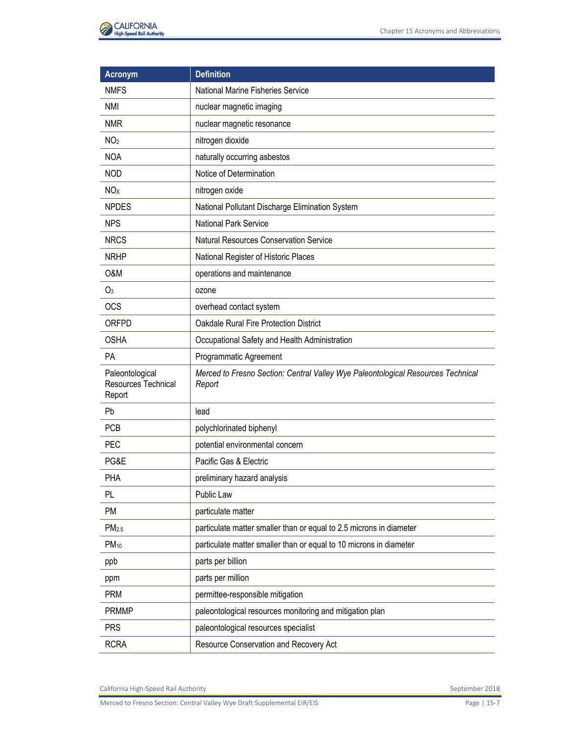| Acronym | Definition |
| --- | --- |
| NMFS | National Marine Fisheries Service |
| NMI | nuclear magnetic imaging |
| NMR | nuclear magnetic resonance |
| $NO_2$ | nitrogen dioxide |
| NOA | naturally occurring asbestos |
| NOD | Notice of Determination |
| $NO_X$ | nitrogen oxide |
| NPDES | National Pollutant Discharge Elimination System |
| NPS | National Park Service |
| NRCS | Natural Resources Conservation Service |
| NRHP | National Register of Historic Places |
| O&M | operations and maintenance |
| $O_3$ | ozone |
| OCS | overhead contact system |
| ORFPD | Oakdale Rural Fire Protection District |
| OSHA | Occupational Safety and Health Administration |
| PA | Programmatic Agreement |
| Paleontological Resources Technical Report | *Merced to Fresno Section: Central Valley Wye Paleontological Resources Technical Report* |
| Pb | lead |
| PCB | polychlorinated biphenyl |
| PEC | potential environmental concern |
| PG&E | Pacific Gas & Electric |
| PHA | preliminary hazard analysis |
| PL | Public Law |
| PM | particulate matter |
| $PM_{2.5}$ | particulate matter smaller than or equal to 2.5 microns in diameter |
| $PM_{10}$ | particulate matter smaller than or equal to 10 microns in diameter |
| ppb | parts per billion |
| ppm | parts per million |
| PRM | permittee-responsible mitigation |
| PRMMP | paleontological resources monitoring and mitigation plan |
| PRS | paleontological resources specialist |
| RCRA | Resource Conservation and Recovery Act |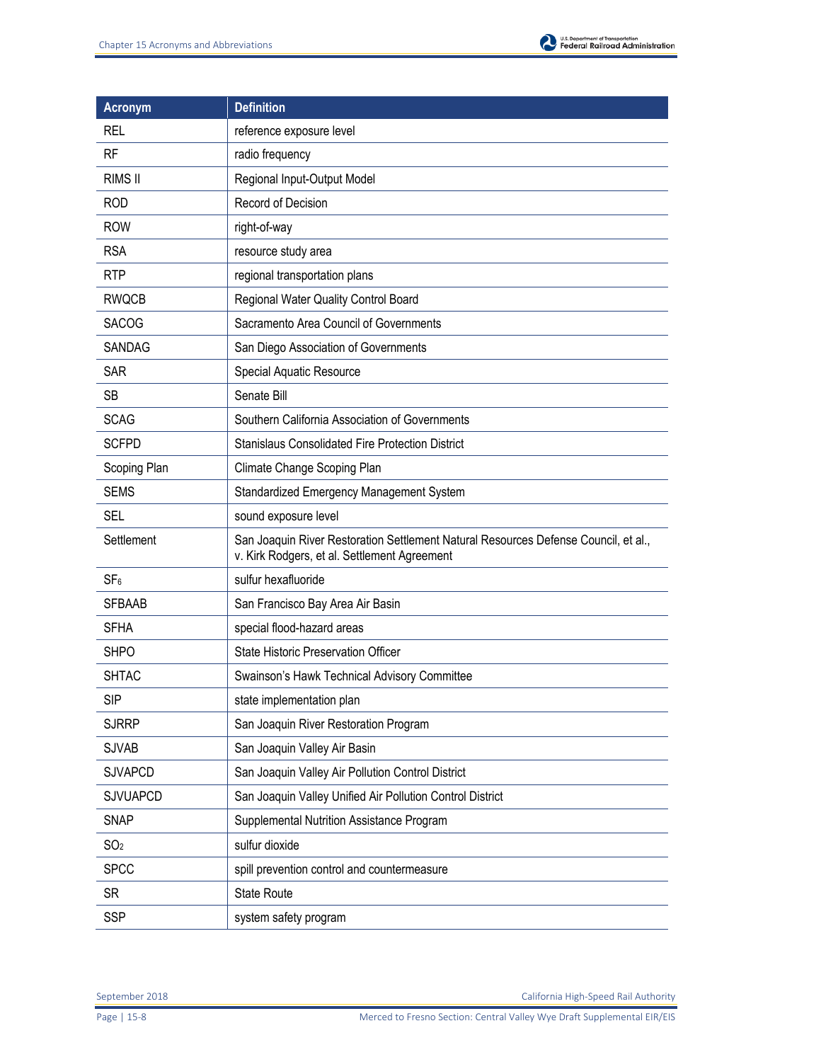| Acronym | Definition |
| --- | --- |
| REL | reference exposure level |
| RF | radio frequency |
| RIMS II | Regional Input-Output Model |
| ROD | Record of Decision |
| ROW | right-of-way |
| RSA | resource study area |
| RTP | regional transportation plans |
| RWQCB | Regional Water Quality Control Board |
| SACOG | Sacramento Area Council of Governments |
| SANDAG | San Diego Association of Governments |
| SAR | Special Aquatic Resource |
| SB | Senate Bill |
| SCAG | Southern California Association of Governments |
| SCFPD | Stanislaus Consolidated Fire Protection District |
| Scoping Plan | Climate Change Scoping Plan |
| SEMS | Standardized Emergency Management System |
| SEL | sound exposure level |
| Settlement | San Joaquin River Restoration Settlement Natural Resources Defense Council, et al., v. Kirk Rodgers, et al. Settlement Agreement |
| $SF_6$ | sulfur hexafluoride |
| SFBAAB | San Francisco Bay Area Air Basin |
| SFHA | special flood-hazard areas |
| SHPO | State Historic Preservation Officer |
| SHTAC | Swainson's Hawk Technical Advisory Committee |
| SIP | state implementation plan |
| SJRRP | San Joaquin River Restoration Program |
| SJVAB | San Joaquin Valley Air Basin |
| SJVAPCD | San Joaquin Valley Air Pollution Control District |
| SJVUAPCD | San Joaquin Valley Unified Air Pollution Control District |
| SNAP | Supplemental Nutrition Assistance Program |
| $SO_2$ | sulfur dioxide |
| SPCC | spill prevention control and countermeasure |
| SR | State Route |
| SSP | system safety program |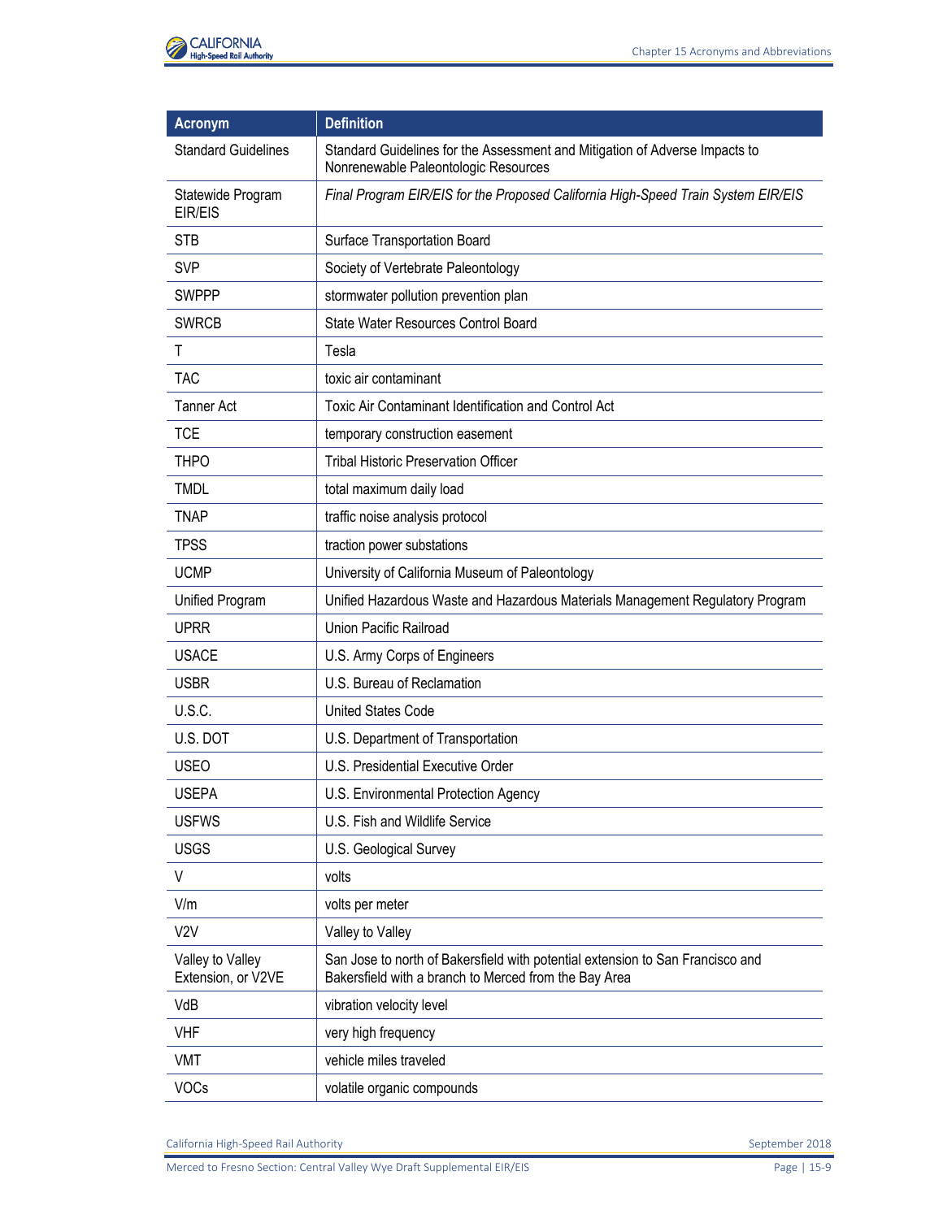| Acronym | Definition |
|---|---|
| Standard Guidelines | Standard Guidelines for the Assessment and Mitigation of Adverse Impacts to Nonrenewable Paleontologic Resources |
| Statewide Program EIR/EIS | *Final Program EIR/EIS for the Proposed California High-Speed Train System EIR/EIS* |
| STB | Surface Transportation Board |
| SVP | Society of Vertebrate Paleontology |
| SWPPP | stormwater pollution prevention plan |
| SWRCB | State Water Resources Control Board |
| T | Tesla |
| TAC | toxic air contaminant |
| Tanner Act | Toxic Air Contaminant Identification and Control Act |
| TCE | temporary construction easement |
| THPO | Tribal Historic Preservation Officer |
| TMDL | total maximum daily load |
| TNAP | traffic noise analysis protocol |
| TPSS | traction power substations |
| UCMP | University of California Museum of Paleontology |
| Unified Program | Unified Hazardous Waste and Hazardous Materials Management Regulatory Program |
| UPRR | Union Pacific Railroad |
| USACE | U.S. Army Corps of Engineers |
| USBR | U.S. Bureau of Reclamation |
| U.S.C. | United States Code |
| U.S. DOT | U.S. Department of Transportation |
| USEO | U.S. Presidential Executive Order |
| USEPA | U.S. Environmental Protection Agency |
| USFWS | U.S. Fish and Wildlife Service |
| USGS | U.S. Geological Survey |
| V | volts |
| V/m | volts per meter |
| V2V | Valley to Valley |
| Valley to Valley Extension, or V2VE | San Jose to north of Bakersfield with potential extension to San Francisco and Bakersfield with a branch to Merced from the Bay Area |
| VdB | vibration velocity level |
| VHF | very high frequency |
| VMT | vehicle miles traveled |
| VOCs | volatile organic compounds |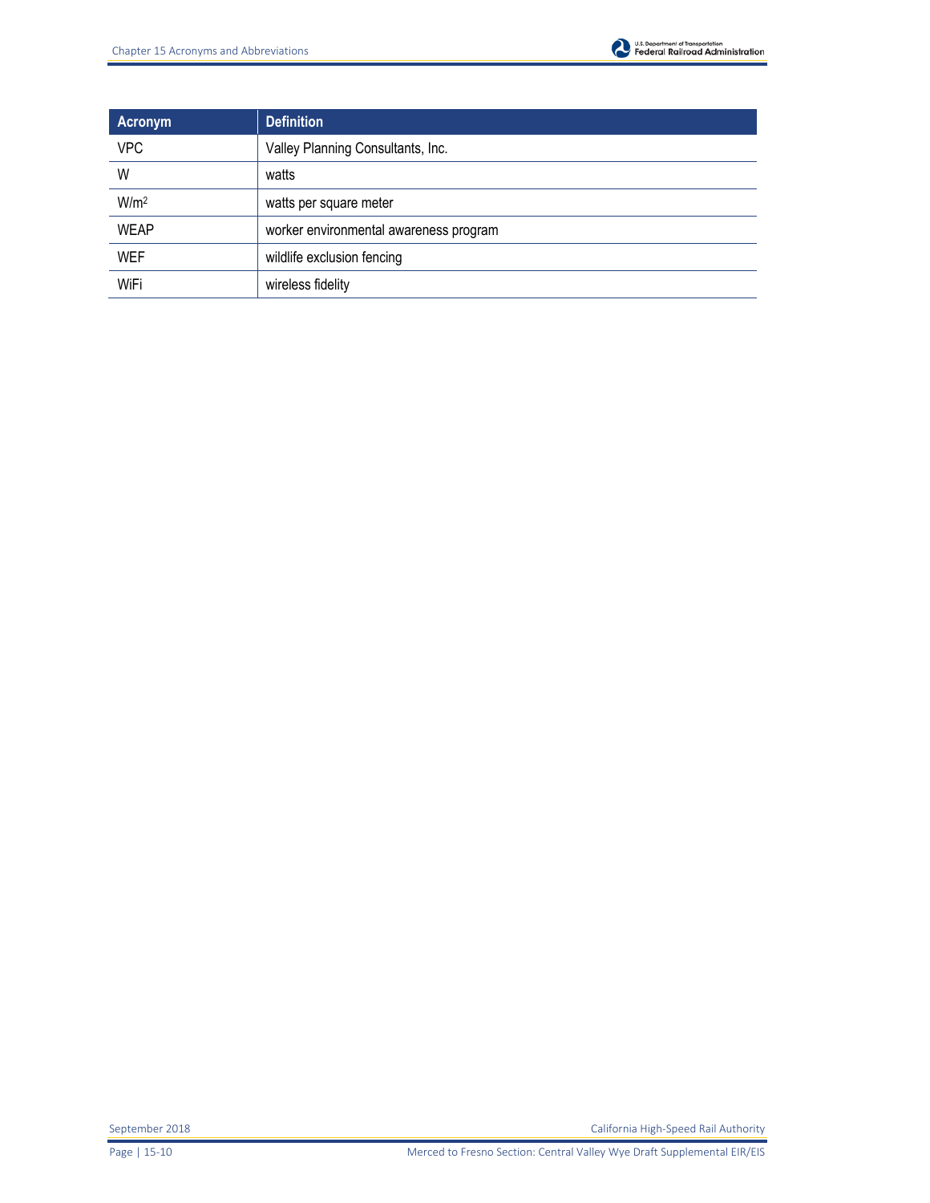| Acronym | Definition |
|---|---|
| VPC | Valley Planning Consultants, Inc. |
| W | watts |
| $W/m^2$ | watts per square meter |
| WEAP | worker environmental awareness program |
| WEF | wildlife exclusion fencing |
| WiFi | wireless fidelity |